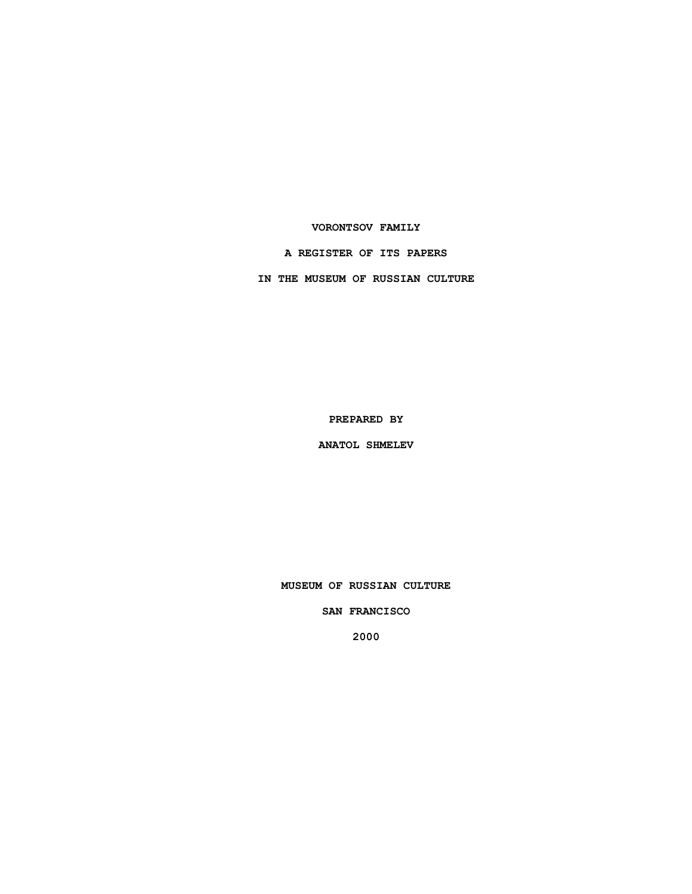# VORONTSOV FAMILY

## A REGISTER OF ITS PAPERS

## IN THE MUSEUM OF RUSSIAN CULTURE

PREPARED BY

ANATOL SHMELEV

MUSEUM OF RUSSIAN CULTURE

SAN FRANCISCO

2000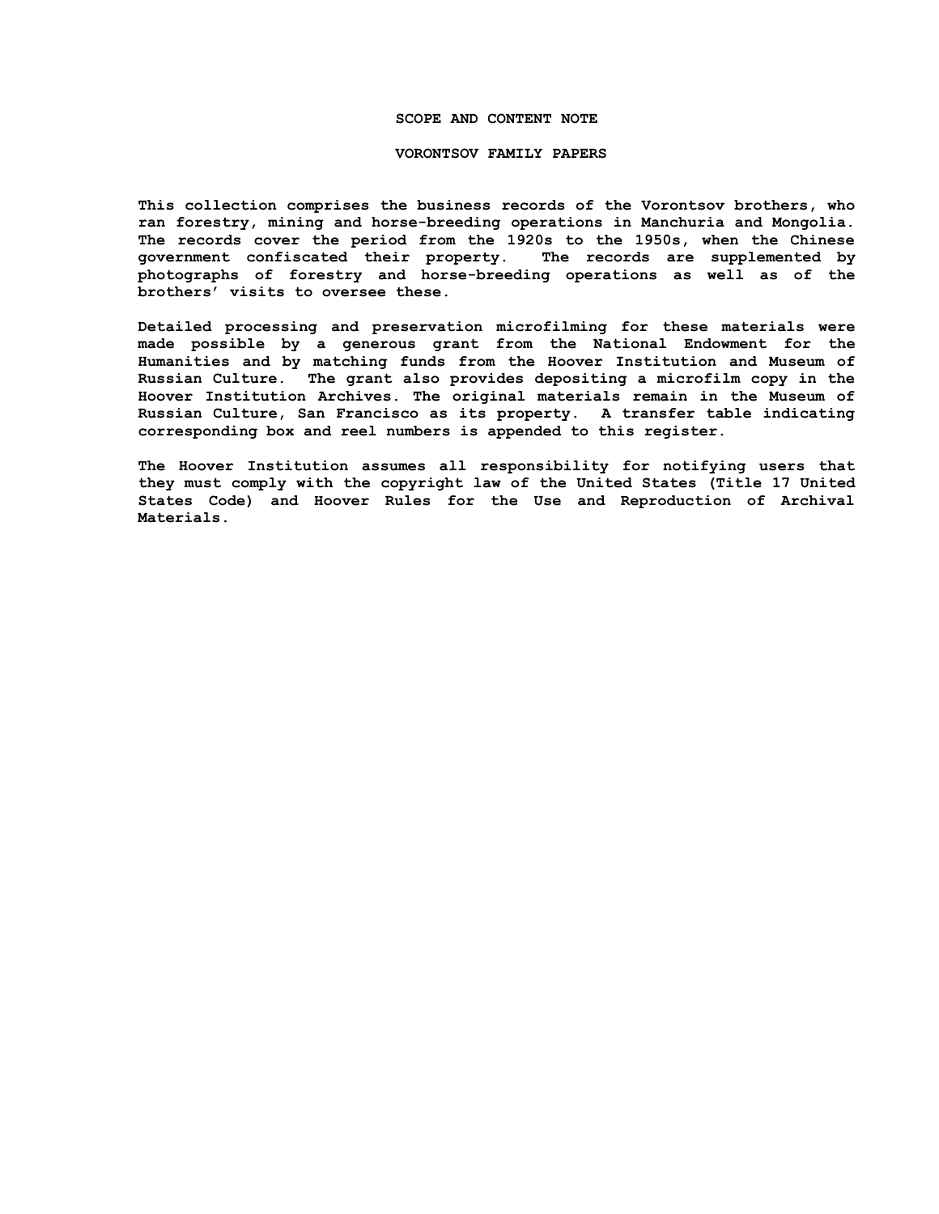# SCOPE AND CONTENT NOTE

## VORONTSOV FAMILY PAPERS

This collection comprises the business records of the Vorontsov brothers, who ran forestry, mining and horse-breeding operations in Manchuria and Mongolia. The records cover the period from the 1920s to the 1950s, when the Chinese government confiscated their property. The records are supplemented by photographs of forestry and horse-breeding operations as well as of the brothers' visits to oversee these.

Detailed processing and preservation microfilming for these materials were made possible by a generous grant from the National Endowment for the Humanities and by matching funds from the Hoover Institution and Museum of Russian Culture. The grant also provides depositing a microfilm copy in the Hoover Institution Archives. The original materials remain in the Museum of Russian Culture, San Francisco as its property. A transfer table indicating corresponding box and reel numbers is appended to this register.

The Hoover Institution assumes all responsibility for notifying users that they must comply with the copyright law of the United States (Title 17 United States Code) and Hoover Rules for the Use and Reproduction of Archival Materials.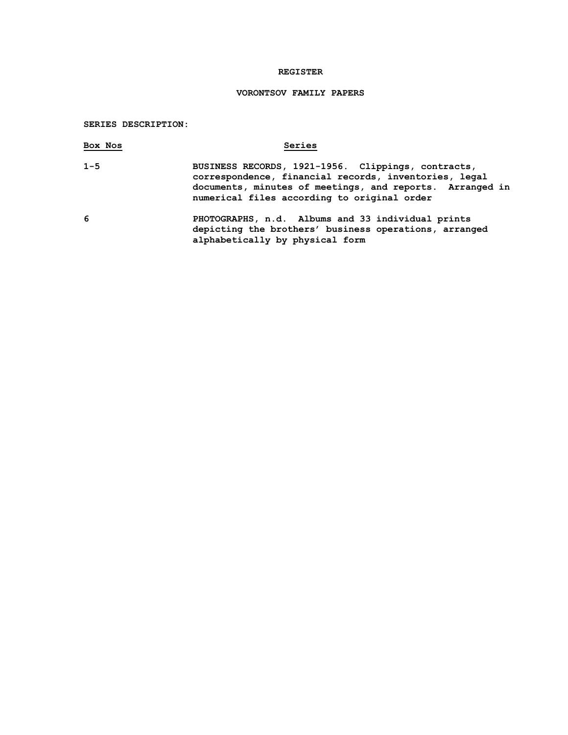# REGISTER

## VORONTSOV FAMILY PAPERS

**SERIES DESCRIPTION:**

| Box Nos | Series |
|---|---|
| 1-5 | BUSINESS RECORDS, 1921-1956. Clippings, contracts, correspondence, financial records, inventories, legal documents, minutes of meetings, and reports. Arranged in numerical files according to original order |
| 6 | PHOTOGRAPHS, n.d. Albums and 33 individual prints depicting the brothers' business operations, arranged alphabetically by physical form |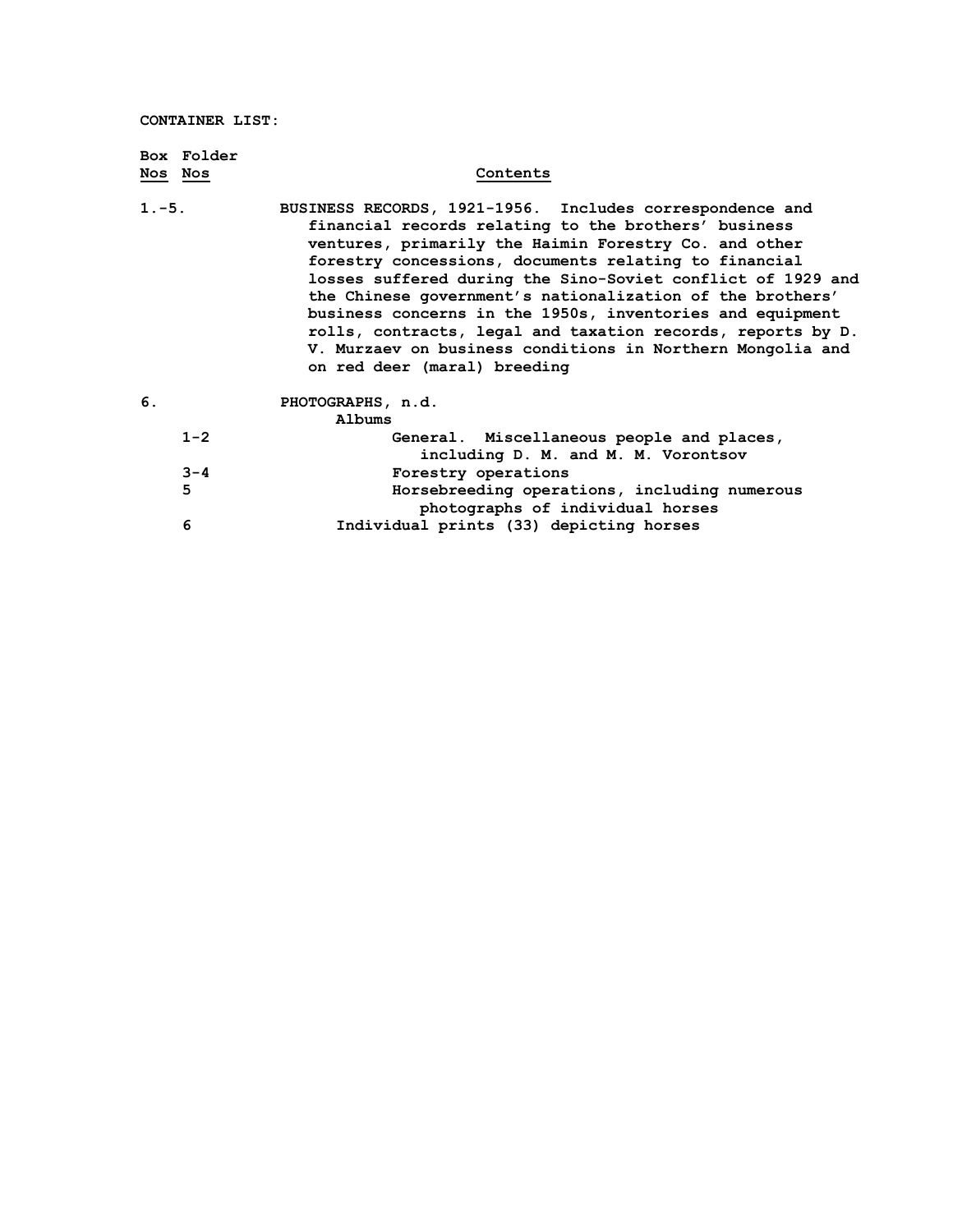**CONTAINER LIST:**

| Box Nos | Folder Nos | Contents |
|---|---|---|
| 1.-5. | | **BUSINESS RECORDS, 1921-1956.** Includes correspondence and financial records relating to the brothers' business ventures, primarily the Haimin Forestry Co. and other forestry concessions, documents relating to financial losses suffered during the Sino-Soviet conflict of 1929 and the Chinese government's nationalization of the brothers' business concerns in the 1950s, inventories and equipment rolls, contracts, legal and taxation records, reports by D. V. Murzaev on business conditions in Northern Mongolia and on red deer (maral) breeding |
| 6. | | **PHOTOGRAPHS, n.d.** |
| | | Albums |
| | 1-2 | General. Miscellaneous people and places, including D. M. and M. M. Vorontsov |
| | 3-4 | Forestry operations |
| | 5 | Horsebreeding operations, including numerous photographs of individual horses |
| | 6 | Individual prints (33) depicting horses |